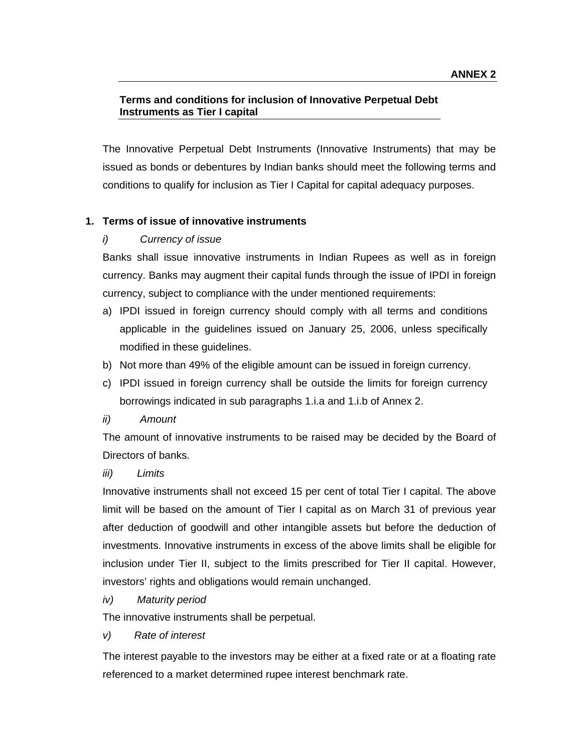**ANNEX 2**

## Terms and conditions for inclusion of Innovative Perpetual Debt Instruments as Tier I capital

The Innovative Perpetual Debt Instruments (Innovative Instruments) that may be issued as bonds or debentures by Indian banks should meet the following terms and conditions to qualify for inclusion as Tier I Capital for capital adequacy purposes.

### 1. Terms of issue of innovative instruments

*i) Currency of issue*

Banks shall issue innovative instruments in Indian Rupees as well as in foreign currency. Banks may augment their capital funds through the issue of IPDI in foreign currency, subject to compliance with the under mentioned requirements:

a) IPDI issued in foreign currency should comply with all terms and conditions applicable in the guidelines issued on January 25, 2006, unless specifically modified in these guidelines.

b) Not more than 49% of the eligible amount can be issued in foreign currency.

c) IPDI issued in foreign currency shall be outside the limits for foreign currency borrowings indicated in sub paragraphs 1.i.a and 1.i.b of Annex 2.

*ii) Amount*

The amount of innovative instruments to be raised may be decided by the Board of Directors of banks.

*iii) Limits*

Innovative instruments shall not exceed 15 per cent of total Tier I capital. The above limit will be based on the amount of Tier I capital as on March 31 of previous year after deduction of goodwill and other intangible assets but before the deduction of investments. Innovative instruments in excess of the above limits shall be eligible for inclusion under Tier II, subject to the limits prescribed for Tier II capital. However, investors' rights and obligations would remain unchanged.

*iv) Maturity period*

The innovative instruments shall be perpetual.

*v) Rate of interest*

The interest payable to the investors may be either at a fixed rate or at a floating rate referenced to a market determined rupee interest benchmark rate.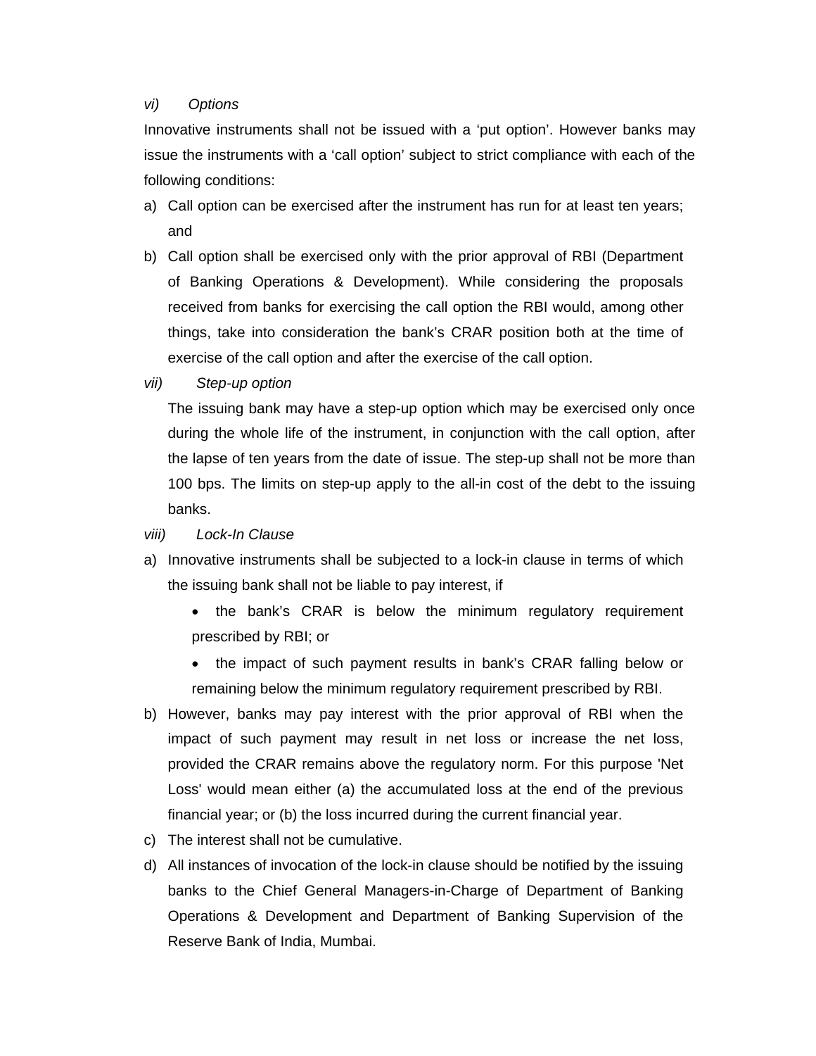*vi) Options*

Innovative instruments shall not be issued with a ‘put option’. However banks may issue the instruments with a ‘call option’ subject to strict compliance with each of the following conditions:

a) Call option can be exercised after the instrument has run for at least ten years; and
b) Call option shall be exercised only with the prior approval of RBI (Department of Banking Operations & Development). While considering the proposals received from banks for exercising the call option the RBI would, among other things, take into consideration the bank’s CRAR position both at the time of exercise of the call option and after the exercise of the call option.

*vii) Step-up option*

The issuing bank may have a step-up option which may be exercised only once during the whole life of the instrument, in conjunction with the call option, after the lapse of ten years from the date of issue. The step-up shall not be more than 100 bps. The limits on step-up apply to the all-in cost of the debt to the issuing banks.

*viii) Lock-In Clause*

a) Innovative instruments shall be subjected to a lock-in clause in terms of which the issuing bank shall not be liable to pay interest, if
   - the bank’s CRAR is below the minimum regulatory requirement prescribed by RBI; or
   - the impact of such payment results in bank’s CRAR falling below or remaining below the minimum regulatory requirement prescribed by RBI.
b) However, banks may pay interest with the prior approval of RBI when the impact of such payment may result in net loss or increase the net loss, provided the CRAR remains above the regulatory norm. For this purpose 'Net Loss' would mean either (a) the accumulated loss at the end of the previous financial year; or (b) the loss incurred during the current financial year.
c) The interest shall not be cumulative.
d) All instances of invocation of the lock-in clause should be notified by the issuing banks to the Chief General Managers-in-Charge of Department of Banking Operations & Development and Department of Banking Supervision of the Reserve Bank of India, Mumbai.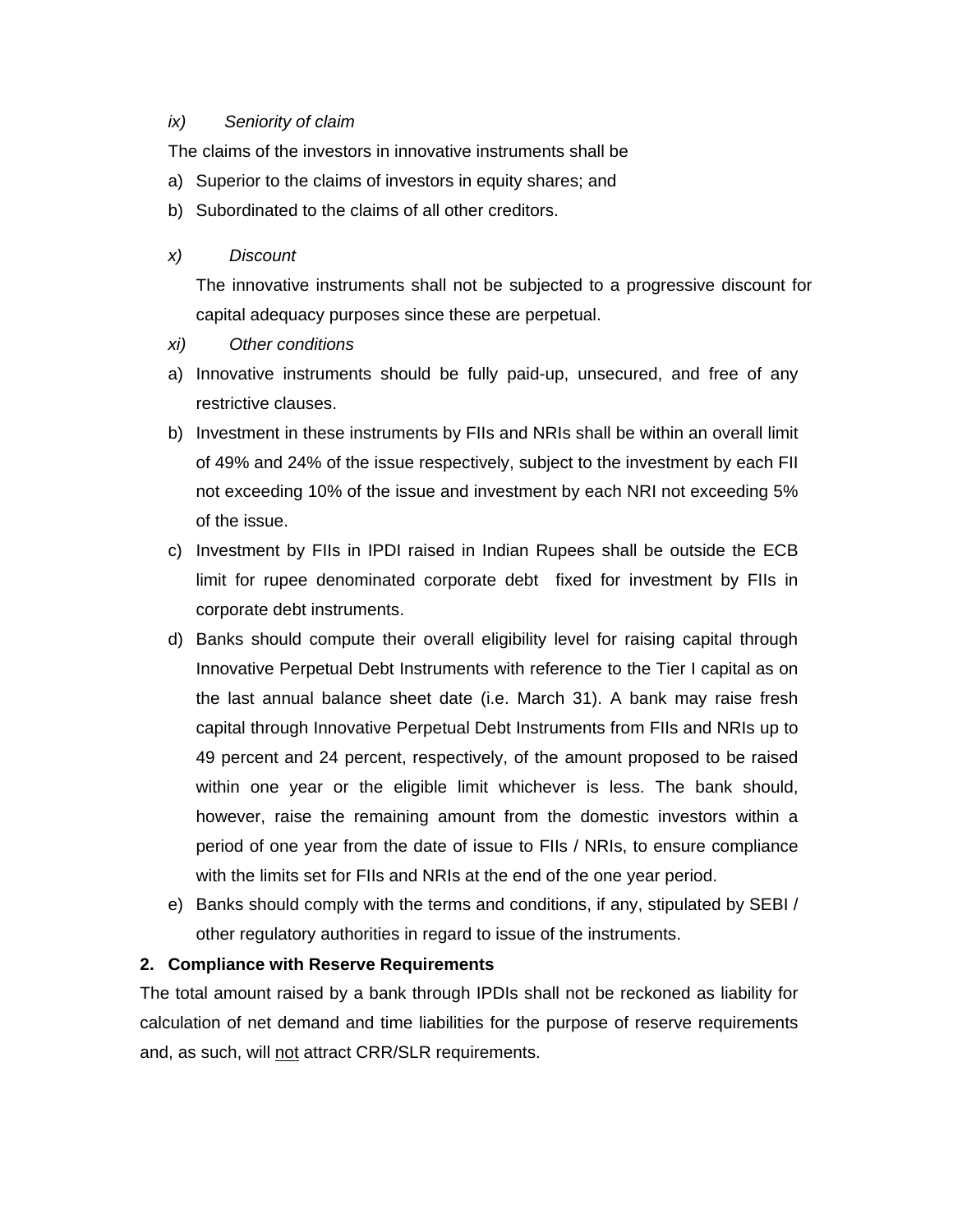*ix) Seniority of claim*

The claims of the investors in innovative instruments shall be

a) Superior to the claims of investors in equity shares; and
b) Subordinated to the claims of all other creditors.

*x) Discount*

The innovative instruments shall not be subjected to a progressive discount for capital adequacy purposes since these are perpetual.

*xi) Other conditions*

a) Innovative instruments should be fully paid-up, unsecured, and free of any restrictive clauses.
b) Investment in these instruments by FIIs and NRIs shall be within an overall limit of 49% and 24% of the issue respectively, subject to the investment by each FII not exceeding 10% of the issue and investment by each NRI not exceeding 5% of the issue.
c) Investment by FIIs in IPDI raised in Indian Rupees shall be outside the ECB limit for rupee denominated corporate debt fixed for investment by FIIs in corporate debt instruments.
d) Banks should compute their overall eligibility level for raising capital through Innovative Perpetual Debt Instruments with reference to the Tier I capital as on the last annual balance sheet date (i.e. March 31). A bank may raise fresh capital through Innovative Perpetual Debt Instruments from FIIs and NRIs up to 49 percent and 24 percent, respectively, of the amount proposed to be raised within one year or the eligible limit whichever is less. The bank should, however, raise the remaining amount from the domestic investors within a period of one year from the date of issue to FIIs / NRIs, to ensure compliance with the limits set for FIIs and NRIs at the end of the one year period.
e) Banks should comply with the terms and conditions, if any, stipulated by SEBI / other regulatory authorities in regard to issue of the instruments.

**2. Compliance with Reserve Requirements**

The total amount raised by a bank through IPDIs shall not be reckoned as liability for calculation of net demand and time liabilities for the purpose of reserve requirements and, as such, will <u>not</u> attract CRR/SLR requirements.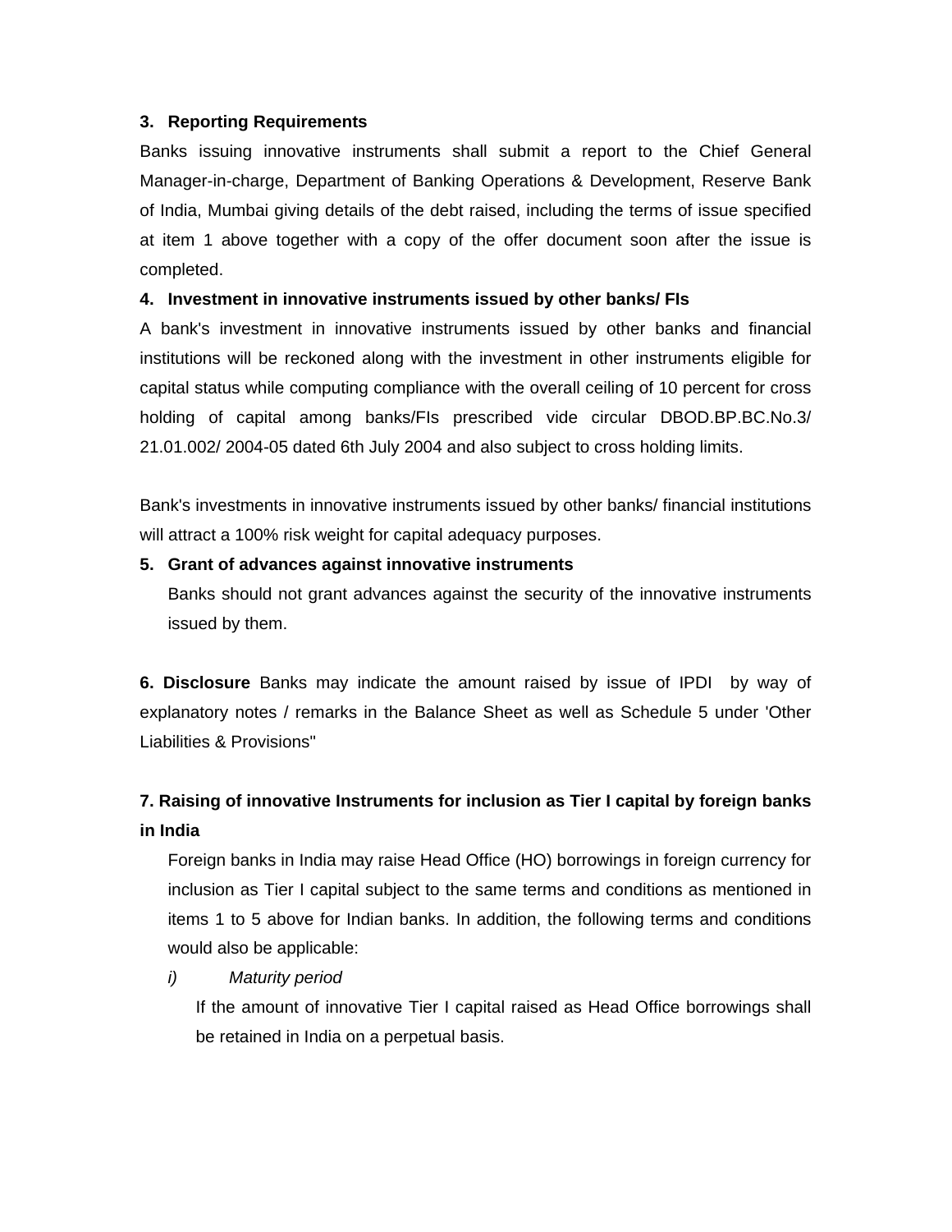**3. Reporting Requirements**

Banks issuing innovative instruments shall submit a report to the Chief General Manager-in-charge, Department of Banking Operations & Development, Reserve Bank of India, Mumbai giving details of the debt raised, including the terms of issue specified at item 1 above together with a copy of the offer document soon after the issue is completed.

**4. Investment in innovative instruments issued by other banks/ FIs**

A bank's investment in innovative instruments issued by other banks and financial institutions will be reckoned along with the investment in other instruments eligible for capital status while computing compliance with the overall ceiling of 10 percent for cross holding of capital among banks/FIs prescribed vide circular DBOD.BP.BC.No.3/ 21.01.002/ 2004-05 dated 6th July 2004 and also subject to cross holding limits.

Bank's investments in innovative instruments issued by other banks/ financial institutions will attract a 100% risk weight for capital adequacy purposes.

**5. Grant of advances against innovative instruments**

Banks should not grant advances against the security of the innovative instruments issued by them.

**6. Disclosure** Banks may indicate the amount raised by issue of IPDI by way of explanatory notes / remarks in the Balance Sheet as well as Schedule 5 under 'Other Liabilities & Provisions"

**7. Raising of innovative Instruments for inclusion as Tier I capital by foreign banks in India**

Foreign banks in India may raise Head Office (HO) borrowings in foreign currency for inclusion as Tier I capital subject to the same terms and conditions as mentioned in items 1 to 5 above for Indian banks. In addition, the following terms and conditions would also be applicable:

*i) Maturity period*

If the amount of innovative Tier I capital raised as Head Office borrowings shall be retained in India on a perpetual basis.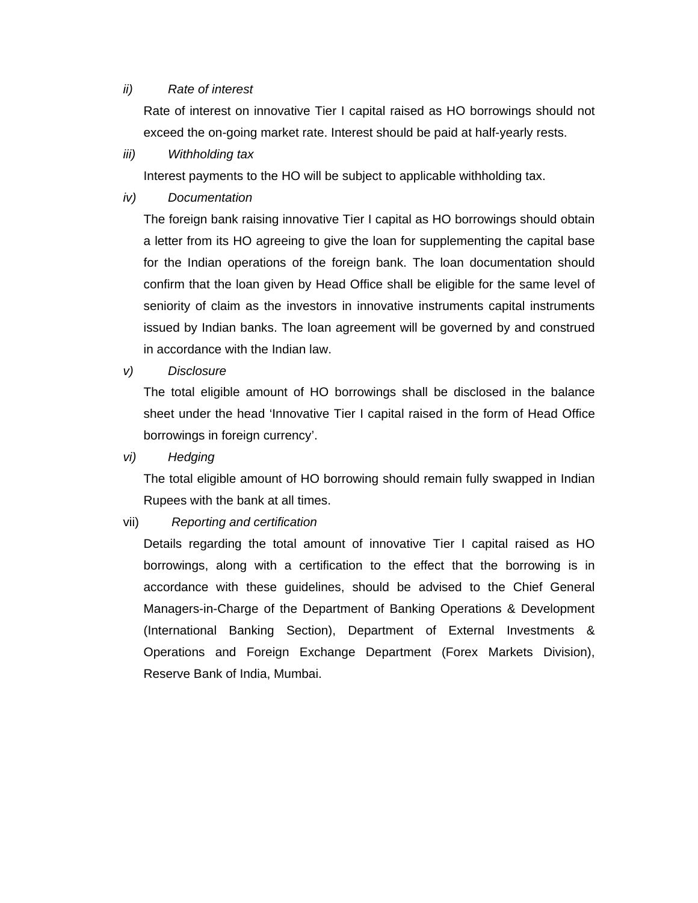*ii)* *Rate of interest*

Rate of interest on innovative Tier I capital raised as HO borrowings should not exceed the on-going market rate. Interest should be paid at half-yearly rests.

*iii)* *Withholding tax*

Interest payments to the HO will be subject to applicable withholding tax.

*iv)* *Documentation*

The foreign bank raising innovative Tier I capital as HO borrowings should obtain a letter from its HO agreeing to give the loan for supplementing the capital base for the Indian operations of the foreign bank. The loan documentation should confirm that the loan given by Head Office shall be eligible for the same level of seniority of claim as the investors in innovative instruments capital instruments issued by Indian banks. The loan agreement will be governed by and construed in accordance with the Indian law.

*v)* *Disclosure*

The total eligible amount of HO borrowings shall be disclosed in the balance sheet under the head 'Innovative Tier I capital raised in the form of Head Office borrowings in foreign currency'.

*vi)* *Hedging*

The total eligible amount of HO borrowing should remain fully swapped in Indian Rupees with the bank at all times.

vii) *Reporting and certification*

Details regarding the total amount of innovative Tier I capital raised as HO borrowings, along with a certification to the effect that the borrowing is in accordance with these guidelines, should be advised to the Chief General Managers-in-Charge of the Department of Banking Operations & Development (International Banking Section), Department of External Investments & Operations and Foreign Exchange Department (Forex Markets Division), Reserve Bank of India, Mumbai.